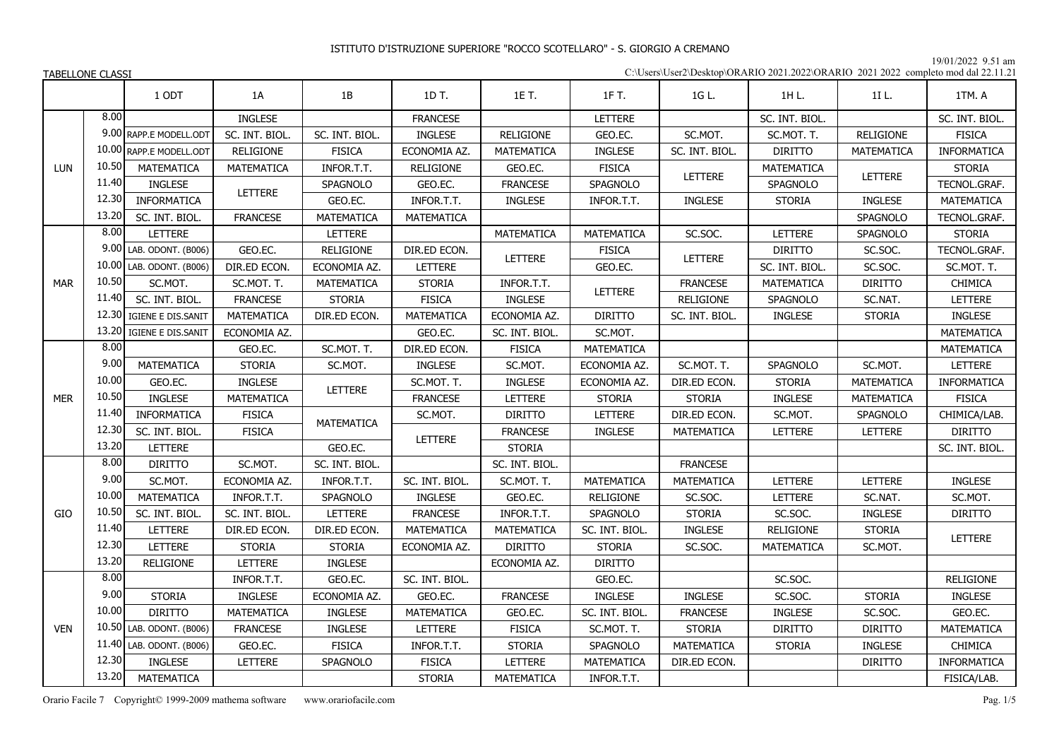# ISTITUTO D'ISTRUZIONE SUPERIORE "ROCCO SCOTELLARO" - S. GIORGIO A CREMANO

19/01/2022 9.51 am

TABELLONE CLASSI

C:\Users\User2\Desktop\ORARIO 2021.2022\ORARIO 2021 2022 completo mod dal 22.11.21

| | | 1 ODT | 1A | 1B | 1D T. | 1E T. | 1F T. | 1G L. | 1H L. | 1I L. | 1TM. A |
|---|---|---|---|---|---|---|---|---|---|---|---|
| LUN | 8.00 | | INGLESE | | FRANCESE | | LETTERE | | SC. INT. BIOL. | | SC. INT. BIOL. |
| | 9.00 | RAPP.E MODELL.ODT | SC. INT. BIOL. | SC. INT. BIOL. | INGLESE | RELIGIONE | GEO.EC. | SC.MOT. | SC.MOT. T. | RELIGIONE | FISICA |
| | 10.00 | RAPP.E MODELL.ODT | RELIGIONE | FISICA | ECONOMIA AZ. | MATEMATICA | INGLESE | SC. INT. BIOL. | DIRITTO | MATEMATICA | INFORMATICA |
| | 10.50 | MATEMATICA | MATEMATICA | INFOR.T.T. | RELIGIONE | GEO.EC. | FISICA | LETTERE | MATEMATICA | LETTERE | STORIA |
| | 11.40 | INGLESE | LETTERE | SPAGNOLO | GEO.EC. | FRANCESE | SPAGNOLO | LETTERE | SPAGNOLO | LETTERE | TECNOL.GRAF. |
| | 12.30 | INFORMATICA | LETTERE | GEO.EC. | INFOR.T.T. | INGLESE | INFOR.T.T. | INGLESE | STORIA | INGLESE | MATEMATICA |
| | 13.20 | SC. INT. BIOL. | FRANCESE | MATEMATICA | MATEMATICA | | | | | SPAGNOLO | TECNOL.GRAF. |
| MAR | 8.00 | LETTERE | | LETTERE | | MATEMATICA | MATEMATICA | SC.SOC. | LETTERE | SPAGNOLO | STORIA |
| | 9.00 | LAB. ODONT. (B006) | GEO.EC. | RELIGIONE | DIR.ED ECON. | LETTERE | FISICA | LETTERE | DIRITTO | SC.SOC. | TECNOL.GRAF. |
| | 10.00 | LAB. ODONT. (B006) | DIR.ED ECON. | ECONOMIA AZ. | LETTERE | LETTERE | GEO.EC. | LETTERE | SC. INT. BIOL. | SC.SOC. | SC.MOT. T. |
| | 10.50 | SC.MOT. | SC.MOT. T. | MATEMATICA | STORIA | INFOR.T.T. | LETTERE | FRANCESE | MATEMATICA | DIRITTO | CHIMICA |
| | 11.40 | SC. INT. BIOL. | FRANCESE | STORIA | FISICA | INGLESE | LETTERE | RELIGIONE | SPAGNOLO | SC.NAT. | LETTERE |
| | 12.30 | IGIENE E DIS.SANIT | MATEMATICA | DIR.ED ECON. | MATEMATICA | ECONOMIA AZ. | DIRITTO | SC. INT. BIOL. | INGLESE | STORIA | INGLESE |
| | 13.20 | IGIENE E DIS.SANIT | ECONOMIA AZ. | | GEO.EC. | SC. INT. BIOL. | SC.MOT. | | | | MATEMATICA |
| MER | 8.00 | | GEO.EC. | SC.MOT. T. | DIR.ED ECON. | FISICA | MATEMATICA | | | | MATEMATICA |
| | 9.00 | MATEMATICA | STORIA | SC.MOT. | INGLESE | SC.MOT. | ECONOMIA AZ. | SC.MOT. T. | SPAGNOLO | SC.MOT. | LETTERE |
| | 10.00 | GEO.EC. | INGLESE | LETTERE | SC.MOT. T. | INGLESE | ECONOMIA AZ. | DIR.ED ECON. | STORIA | MATEMATICA | INFORMATICA |
| | 10.50 | INGLESE | MATEMATICA | LETTERE | FRANCESE | LETTERE | STORIA | STORIA | INGLESE | MATEMATICA | FISICA |
| | 11.40 | INFORMATICA | FISICA | MATEMATICA | SC.MOT. | DIRITTO | LETTERE | DIR.ED ECON. | SC.MOT. | SPAGNOLO | CHIMICA/LAB. |
| | 12.30 | SC. INT. BIOL. | FISICA | MATEMATICA | LETTERE | FRANCESE | INGLESE | MATEMATICA | LETTERE | LETTERE | DIRITTO |
| | 13.20 | LETTERE | | GEO.EC. | LETTERE | STORIA | | | | | SC. INT. BIOL. |
| GIO | 8.00 | DIRITTO | SC.MOT. | SC. INT. BIOL. | | SC. INT. BIOL. | | FRANCESE | | | |
| | 9.00 | SC.MOT. | ECONOMIA AZ. | INFOR.T.T. | SC. INT. BIOL. | SC.MOT. T. | MATEMATICA | MATEMATICA | LETTERE | LETTERE | INGLESE |
| | 10.00 | MATEMATICA | INFOR.T.T. | SPAGNOLO | INGLESE | GEO.EC. | RELIGIONE | SC.SOC. | LETTERE | SC.NAT. | SC.MOT. |
| | 10.50 | SC. INT. BIOL. | SC. INT. BIOL. | LETTERE | FRANCESE | INFOR.T.T. | SPAGNOLO | STORIA | SC.SOC. | INGLESE | DIRITTO |
| | 11.40 | LETTERE | DIR.ED ECON. | DIR.ED ECON. | MATEMATICA | MATEMATICA | SC. INT. BIOL. | INGLESE | RELIGIONE | STORIA | LETTERE |
| | 12.30 | LETTERE | STORIA | STORIA | ECONOMIA AZ. | DIRITTO | STORIA | SC.SOC. | MATEMATICA | SC.MOT. | LETTERE |
| | 13.20 | RELIGIONE | LETTERE | INGLESE | | ECONOMIA AZ. | DIRITTO | | | | |
| VEN | 8.00 | | INFOR.T.T. | GEO.EC. | SC. INT. BIOL. | | GEO.EC. | | SC.SOC. | | RELIGIONE |
| | 9.00 | STORIA | INGLESE | ECONOMIA AZ. | GEO.EC. | FRANCESE | INGLESE | INGLESE | SC.SOC. | STORIA | INGLESE |
| | 10.00 | DIRITTO | MATEMATICA | INGLESE | MATEMATICA | GEO.EC. | SC. INT. BIOL. | FRANCESE | INGLESE | SC.SOC. | GEO.EC. |
| | 10.50 | LAB. ODONT. (B006) | FRANCESE | INGLESE | LETTERE | FISICA | SC.MOT. T. | STORIA | DIRITTO | DIRITTO | MATEMATICA |
| | 11.40 | LAB. ODONT. (B006) | GEO.EC. | FISICA | INFOR.T.T. | STORIA | SPAGNOLO | MATEMATICA | STORIA | INGLESE | CHIMICA |
| | 12.30 | INGLESE | LETTERE | SPAGNOLO | FISICA | LETTERE | MATEMATICA | DIR.ED ECON. | | DIRITTO | INFORMATICA |
| | 13.20 | MATEMATICA | | | STORIA | MATEMATICA | INFOR.T.T. | | | | FISICA/LAB. |

Orario Facile 7 Copyright© 1999-2009 mathema software www.orariofacile.com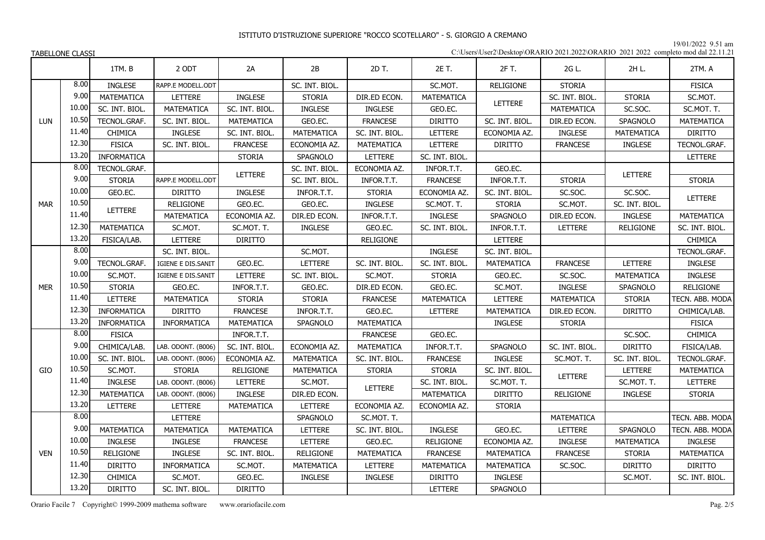# ISTITUTO D'ISTRUZIONE SUPERIORE "ROCCO SCOTELLARO" - S. GIORGIO A CREMANO

19/01/2022 9.51 am

TABELLONE CLASSI

C:\Users\User2\Desktop\ORARIO 2021.2022\ORARIO 2021 2022 completo mod dal 22.11.21

| | | 1TM. B | 2 ODT | 2A | 2B | 2D T. | 2E T. | 2F T. | 2G L. | 2H L. | 2TM. A |
|---|---|---|---|---|---|---|---|---|---|---|---|
| LUN | 8.00 | INGLESE | RAPP.E MODELL.ODT | | SC. INT. BIOL. | | SC.MOT. | RELIGIONE | STORIA | | FISICA |
| | 9.00 | MATEMATICA | LETTERE | INGLESE | STORIA | DIR.ED ECON. | MATEMATICA | LETTERE | SC. INT. BIOL. | STORIA | SC.MOT. |
| | 10.00 | SC. INT. BIOL. | MATEMATICA | SC. INT. BIOL. | INGLESE | INGLESE | GEO.EC. | | MATEMATICA | SC.SOC. | SC.MOT. T. |
| | 10.50 | TECNOL.GRAF. | SC. INT. BIOL. | MATEMATICA | GEO.EC. | FRANCESE | DIRITTO | SC. INT. BIOL. | DIR.ED ECON. | SPAGNOLO | MATEMATICA |
| | 11.40 | CHIMICA | INGLESE | SC. INT. BIOL. | MATEMATICA | SC. INT. BIOL. | LETTERE | ECONOMIA AZ. | INGLESE | MATEMATICA | DIRITTO |
| | 12.30 | FISICA | SC. INT. BIOL. | FRANCESE | ECONOMIA AZ. | MATEMATICA | LETTERE | DIRITTO | FRANCESE | INGLESE | TECNOL.GRAF. |
| | 13.20 | INFORMATICA | | STORIA | SPAGNOLO | LETTERE | SC. INT. BIOL. | | | | LETTERE |
| MAR | 8.00 | TECNOL.GRAF. | | LETTERE | SC. INT. BIOL. | ECONOMIA AZ. | INFOR.T.T. | GEO.EC. | | LETTERE | |
| | 9.00 | STORIA | RAPP.E MODELL.ODT | | SC. INT. BIOL. | INFOR.T.T. | FRANCESE | INFOR.T.T. | STORIA | | STORIA |
| | 10.00 | GEO.EC. | DIRITTO | INGLESE | INFOR.T.T. | STORIA | ECONOMIA AZ. | SC. INT. BIOL. | SC.SOC. | SC.SOC. | LETTERE |
| | 10.50 | LETTERE | RELIGIONE | GEO.EC. | GEO.EC. | INGLESE | SC.MOT. T. | STORIA | SC.MOT. | SC. INT. BIOL. | |
| | 11.40 | | MATEMATICA | ECONOMIA AZ. | DIR.ED ECON. | INFOR.T.T. | INGLESE | SPAGNOLO | DIR.ED ECON. | INGLESE | MATEMATICA |
| | 12.30 | MATEMATICA | SC.MOT. | SC.MOT. T. | INGLESE | GEO.EC. | SC. INT. BIOL. | INFOR.T.T. | LETTERE | RELIGIONE | SC. INT. BIOL. |
| | 13.20 | FISICA/LAB. | LETTERE | DIRITTO | | RELIGIONE | | LETTERE | | | CHIMICA |
| MER | 8.00 | | SC. INT. BIOL. | | SC.MOT. | | INGLESE | SC. INT. BIOL. | | | TECNOL.GRAF. |
| | 9.00 | TECNOL.GRAF. | IGIENE E DIS.SANIT | GEO.EC. | LETTERE | SC. INT. BIOL. | SC. INT. BIOL. | MATEMATICA | FRANCESE | LETTERE | INGLESE |
| | 10.00 | SC.MOT. | IGIENE E DIS.SANIT | LETTERE | SC. INT. BIOL. | SC.MOT. | STORIA | GEO.EC. | SC.SOC. | MATEMATICA | INGLESE |
| | 10.50 | STORIA | GEO.EC. | INFOR.T.T. | GEO.EC. | DIR.ED ECON. | GEO.EC. | SC.MOT. | INGLESE | SPAGNOLO | RELIGIONE |
| | 11.40 | LETTERE | MATEMATICA | STORIA | STORIA | FRANCESE | MATEMATICA | LETTERE | MATEMATICA | STORIA | TECN. ABB. MODA |
| | 12.30 | INFORMATICA | DIRITTO | FRANCESE | INFOR.T.T. | GEO.EC. | LETTERE | MATEMATICA | DIR.ED ECON. | DIRITTO | CHIMICA/LAB. |
| | 13.20 | INFORMATICA | INFORMATICA | MATEMATICA | SPAGNOLO | MATEMATICA | | INGLESE | STORIA | | FISICA |
| GIO | 8.00 | FISICA | | INFOR.T.T. | | FRANCESE | GEO.EC. | | | SC.SOC. | CHIMICA |
| | 9.00 | CHIMICA/LAB. | LAB. ODONT. (B006) | SC. INT. BIOL. | ECONOMIA AZ. | MATEMATICA | INFOR.T.T. | SPAGNOLO | SC. INT. BIOL. | DIRITTO | FISICA/LAB. |
| | 10.00 | SC. INT. BIOL. | LAB. ODONT. (B006) | ECONOMIA AZ. | MATEMATICA | SC. INT. BIOL. | FRANCESE | INGLESE | SC.MOT. T. | SC. INT. BIOL. | TECNOL.GRAF. |
| | 10.50 | SC.MOT. | STORIA | RELIGIONE | MATEMATICA | STORIA | STORIA | SC. INT. BIOL. | LETTERE | LETTERE | MATEMATICA |
| | 11.40 | INGLESE | LAB. ODONT. (B006) | LETTERE | SC.MOT. | LETTERE | SC. INT. BIOL. | SC.MOT. T. | | SC.MOT. T. | LETTERE |
| | 12.30 | MATEMATICA | LAB. ODONT. (B006) | INGLESE | DIR.ED ECON. | | MATEMATICA | DIRITTO | RELIGIONE | INGLESE | STORIA |
| | 13.20 | LETTERE | LETTERE | MATEMATICA | LETTERE | ECONOMIA AZ. | ECONOMIA AZ. | STORIA | | | |
| VEN | 8.00 | | LETTERE | | SPAGNOLO | SC.MOT. T. | | | MATEMATICA | | TECN. ABB. MODA |
| | 9.00 | MATEMATICA | MATEMATICA | MATEMATICA | LETTERE | SC. INT. BIOL. | INGLESE | GEO.EC. | LETTERE | SPAGNOLO | TECN. ABB. MODA |
| | 10.00 | INGLESE | INGLESE | FRANCESE | LETTERE | GEO.EC. | RELIGIONE | ECONOMIA AZ. | INGLESE | MATEMATICA | INGLESE |
| | 10.50 | RELIGIONE | INGLESE | SC. INT. BIOL. | RELIGIONE | MATEMATICA | FRANCESE | MATEMATICA | FRANCESE | STORIA | MATEMATICA |
| | 11.40 | DIRITTO | INFORMATICA | SC.MOT. | MATEMATICA | LETTERE | MATEMATICA | MATEMATICA | SC.SOC. | DIRITTO | DIRITTO |
| | 12.30 | CHIMICA | SC.MOT. | GEO.EC. | INGLESE | INGLESE | DIRITTO | INGLESE | | SC.MOT. | SC. INT. BIOL. |
| | 13.20 | DIRITTO | SC. INT. BIOL. | DIRITTO | | | LETTERE | SPAGNOLO | | | |

Orario Facile 7 Copyright© 1999-2009 mathema software www.orariofacile.com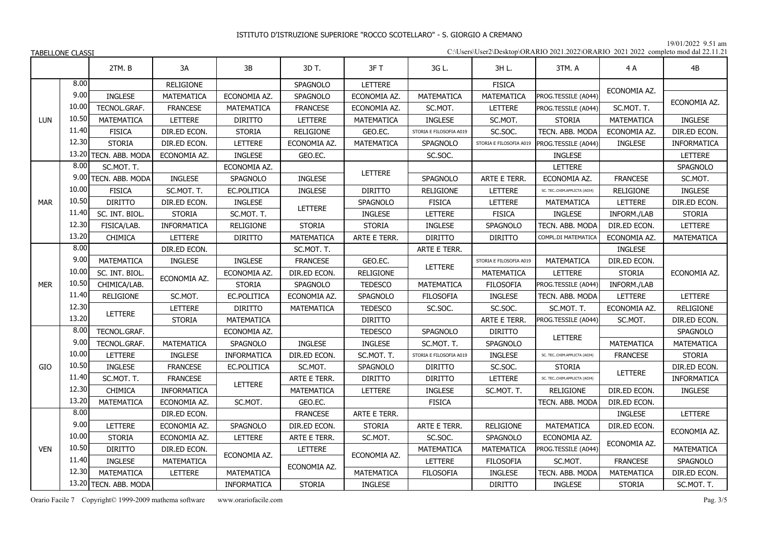# ISTITUTO D'ISTRUZIONE SUPERIORE "ROCCO SCOTELLARO" - S. GIORGIO A CREMANO

19/01/2022 9.51 am

TABELLONE CLASSI

C:\Users\User2\Desktop\ORARIO 2021.2022\ORARIO 2021 2022 completo mod dal 22.11.21

| | | 2TM. B | 3A | 3B | 3D T. | 3F T | 3G L. | 3H L. | 3TM. A | 4 A | 4B |
|---|---|---|---|---|---|---|---|---|---|---|---|
| LUN | 8.00 | | RELIGIONE | | SPAGNOLO | LETTERE | | FISICA | | ECONOMIA AZ. | |
| | 9.00 | INGLESE | MATEMATICA | ECONOMIA AZ. | SPAGNOLO | ECONOMIA AZ. | MATEMATICA | MATEMATICA | PROG.TESSILE (A044) | | ECONOMIA AZ. |
| | 10.00 | TECNOL.GRAF. | FRANCESE | MATEMATICA | FRANCESE | ECONOMIA AZ. | SC.MOT. | LETTERE | PROG.TESSILE (A044) | SC.MOT. T. | |
| | 10.50 | MATEMATICA | LETTERE | DIRITTO | LETTERE | MATEMATICA | INGLESE | SC.MOT. | STORIA | MATEMATICA | INGLESE |
| | 11.40 | FISICA | DIR.ED ECON. | STORIA | RELIGIONE | GEO.EC. | STORIA E FILOSOFIA A019 | SC.SOC. | TECN. ABB. MODA | ECONOMIA AZ. | DIR.ED ECON. |
| | 12.30 | STORIA | DIR.ED ECON. | LETTERE | ECONOMIA AZ. | MATEMATICA | SPAGNOLO | STORIA E FILOSOFIA A019 | PROG.TESSILE (A044) | INGLESE | INFORMATICA |
| | 13.20 | TECN. ABB. MODA | ECONOMIA AZ. | INGLESE | GEO.EC. | | SC.SOC. | | INGLESE | | LETTERE |
| MAR | 8.00 | SC.MOT. T. | | ECONOMIA AZ. | | LETTERE | | | LETTERE | | SPAGNOLO |
| | 9.00 | TECN. ABB. MODA | INGLESE | SPAGNOLO | INGLESE | | SPAGNOLO | ARTE E TERR. | ECONOMIA AZ. | FRANCESE | SC.MOT. |
| | 10.00 | FISICA | SC.MOT. T. | EC.POLITICA | INGLESE | DIRITTO | RELIGIONE | LETTERE | SC. TEC..CHIM.APPLICTA (A034) | RELIGIONE | INGLESE |
| | 10.50 | DIRITTO | DIR.ED ECON. | INGLESE | LETTERE | SPAGNOLO | FISICA | LETTERE | MATEMATICA | LETTERE | DIR.ED ECON. |
| | 11.40 | SC. INT. BIOL. | STORIA | SC.MOT. T. | | INGLESE | LETTERE | FISICA | INGLESE | INFORM./LAB | STORIA |
| | 12.30 | FISICA/LAB. | INFORMATICA | RELIGIONE | STORIA | STORIA | INGLESE | SPAGNOLO | TECN. ABB. MODA | DIR.ED ECON. | LETTERE |
| | 13.20 | CHIMICA | LETTERE | DIRITTO | MATEMATICA | ARTE E TERR. | DIRITTO | DIRITTO | COMPL.DI MATEMATICA | ECONOMIA AZ. | MATEMATICA |
| MER | 8.00 | | DIR.ED ECON. | | SC.MOT. T. | | ARTE E TERR. | | | INGLESE | |
| | 9.00 | MATEMATICA | INGLESE | INGLESE | FRANCESE | GEO.EC. | LETTERE | STORIA E FILOSOFIA A019 | MATEMATICA | DIR.ED ECON. | ECONOMIA AZ. |
| | 10.00 | SC. INT. BIOL. | ECONOMIA AZ. | ECONOMIA AZ. | DIR.ED ECON. | RELIGIONE | | MATEMATICA | LETTERE | STORIA | |
| | 10.50 | CHIMICA/LAB. | | STORIA | SPAGNOLO | TEDESCO | MATEMATICA | FILOSOFIA | PROG.TESSILE (A044) | INFORM./LAB | |
| | 11.40 | RELIGIONE | SC.MOT. | EC.POLITICA | ECONOMIA AZ. | SPAGNOLO | FILOSOFIA | INGLESE | TECN. ABB. MODA | LETTERE | LETTERE |
| | 12.30 | LETTERE | LETTERE | DIRITTO | MATEMATICA | TEDESCO | SC.SOC. | SC.SOC. | SC.MOT. T. | ECONOMIA AZ. | RELIGIONE |
| | 13.20 | | STORIA | MATEMATICA | | DIRITTO | | ARTE E TERR. | PROG.TESSILE (A044) | SC.MOT. | DIR.ED ECON. |
| GIO | 8.00 | TECNOL.GRAF. | | ECONOMIA AZ. | | TEDESCO | SPAGNOLO | DIRITTO | LETTERE | | SPAGNOLO |
| | 9.00 | TECNOL.GRAF. | MATEMATICA | SPAGNOLO | INGLESE | INGLESE | SC.MOT. T. | SPAGNOLO | | MATEMATICA | MATEMATICA |
| | 10.00 | LETTERE | INGLESE | INFORMATICA | DIR.ED ECON. | SC.MOT. T. | STORIA E FILOSOFIA A019 | INGLESE | SC. TEC..CHIM.APPLICTA (A034) | FRANCESE | STORIA |
| | 10.50 | INGLESE | FRANCESE | EC.POLITICA | SC.MOT. | SPAGNOLO | DIRITTO | SC.SOC. | STORIA | LETTERE | DIR.ED ECON. |
| | 11.40 | SC.MOT. T. | FRANCESE | LETTERE | ARTE E TERR. | DIRITTO | DIRITTO | LETTERE | SC. TEC..CHIM.APPLICTA (A034) | | INFORMATICA |
| | 12.30 | CHIMICA | INFORMATICA | | MATEMATICA | LETTERE | INGLESE | SC.MOT. T. | RELIGIONE | DIR.ED ECON. | INGLESE |
| | 13.20 | MATEMATICA | ECONOMIA AZ. | SC.MOT. | GEO.EC. | | FISICA | | TECN. ABB. MODA | DIR.ED ECON. | |
| VEN | 8.00 | | DIR.ED ECON. | | FRANCESE | ARTE E TERR. | | | | INGLESE | LETTERE |
| | 9.00 | LETTERE | ECONOMIA AZ. | SPAGNOLO | DIR.ED ECON. | STORIA | ARTE E TERR. | RELIGIONE | MATEMATICA | DIR.ED ECON. | ECONOMIA AZ. |
| | 10.00 | STORIA | ECONOMIA AZ. | LETTERE | ARTE E TERR. | SC.MOT. | SC.SOC. | SPAGNOLO | ECONOMIA AZ. | ECONOMIA AZ. | |
| | 10.50 | DIRITTO | DIR.ED ECON. | ECONOMIA AZ. | LETTERE | ECONOMIA AZ. | MATEMATICA | MATEMATICA | PROG.TESSILE (A044) | | MATEMATICA |
| | 11.40 | INGLESE | MATEMATICA | | ECONOMIA AZ. | | LETTERE | FILOSOFIA | SC.MOT. | FRANCESE | SPAGNOLO |
| | 12.30 | MATEMATICA | LETTERE | MATEMATICA | | MATEMATICA | FILOSOFIA | INGLESE | TECN. ABB. MODA | MATEMATICA | DIR.ED ECON. |
| | 13.20 | TECN. ABB. MODA | | INFORMATICA | STORIA | INGLESE | | DIRITTO | INGLESE | STORIA | SC.MOT. T. |

Orario Facile 7 Copyright© 1999-2009 mathema software www.orariofacile.com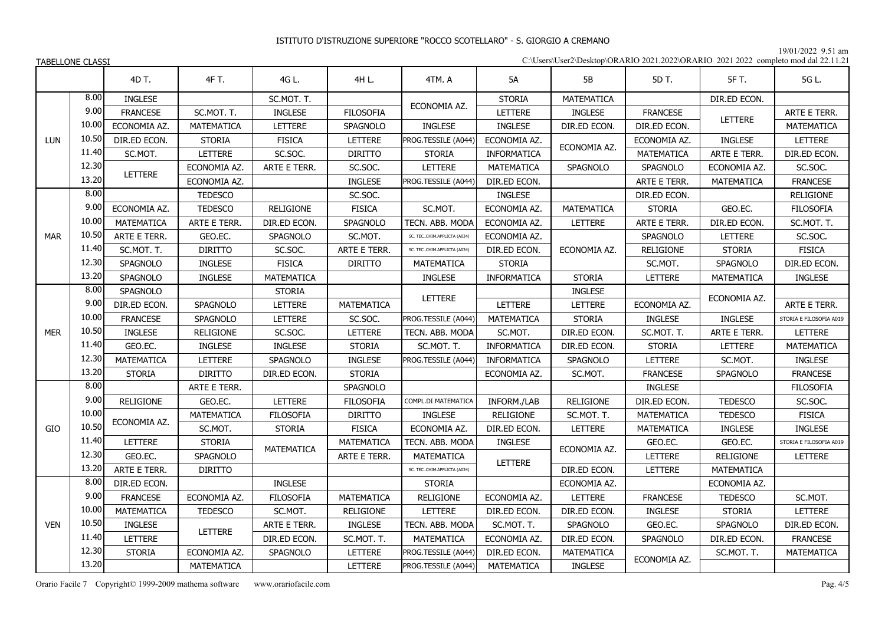ISTITUTO D'ISTRUZIONE SUPERIORE "ROCCO SCOTELLARO" - S. GIORGIO A CREMANO

19/01/2022 9.51 am

TABELLONE CLASSI

C:\Users\User2\Desktop\ORARIO 2021.2022\ORARIO 2021 2022 completo mod dal 22.11.21

| | | 4D T. | 4F T. | 4G L. | 4H L. | 4TM. A | 5A | 5B | 5D T. | 5F T. | 5G L. |
|---|---|---|---|---|---|---|---|---|---|---|---|
| LUN | 8.00 | INGLESE | | SC.MOT. T. | | ECONOMIA AZ. | STORIA | MATEMATICA | | DIR.ED ECON. | |
| | 9.00 | FRANCESE | SC.MOT. T. | INGLESE | FILOSOFIA | | LETTERE | INGLESE | FRANCESE | LETTERE | ARTE E TERR. |
| | 10.00 | ECONOMIA AZ. | MATEMATICA | LETTERE | SPAGNOLO | INGLESE | INGLESE | DIR.ED ECON. | DIR.ED ECON. | | MATEMATICA |
| | 10.50 | DIR.ED ECON. | STORIA | FISICA | LETTERE | PROG.TESSILE (A044) | ECONOMIA AZ. | ECONOMIA AZ. | ECONOMIA AZ. | INGLESE | LETTERE |
| | 11.40 | SC.MOT. | LETTERE | SC.SOC. | DIRITTO | STORIA | INFORMATICA | | MATEMATICA | ARTE E TERR. | DIR.ED ECON. |
| | 12.30 | LETTERE | ECONOMIA AZ. | ARTE E TERR. | SC.SOC. | LETTERE | MATEMATICA | SPAGNOLO | SPAGNOLO | ECONOMIA AZ. | SC.SOC. |
| | 13.20 | | ECONOMIA AZ. | | INGLESE | PROG.TESSILE (A044) | DIR.ED ECON. | | ARTE E TERR. | MATEMATICA | FRANCESE |
| MAR | 8.00 | | TEDESCO | | SC.SOC. | | INGLESE | | DIR.ED ECON. | | RELIGIONE |
| | 9.00 | ECONOMIA AZ. | TEDESCO | RELIGIONE | FISICA | SC.MOT. | ECONOMIA AZ. | MATEMATICA | STORIA | GEO.EC. | FILOSOFIA |
| | 10.00 | MATEMATICA | ARTE E TERR. | DIR.ED ECON. | SPAGNOLO | TECN. ABB. MODA | ECONOMIA AZ. | LETTERE | ARTE E TERR. | DIR.ED ECON. | SC.MOT. T. |
| | 10.50 | ARTE E TERR. | GEO.EC. | SPAGNOLO | SC.MOT. | SC. TEC..CHIM.APPLICTA (A034) | ECONOMIA AZ. | ECONOMIA AZ. | SPAGNOLO | LETTERE | SC.SOC. |
| | 11.40 | SC.MOT. T. | DIRITTO | SC.SOC. | ARTE E TERR. | SC. TEC..CHIM.APPLICTA (A034) | DIR.ED ECON. | | RELIGIONE | STORIA | FISICA |
| | 12.30 | SPAGNOLO | INGLESE | FISICA | DIRITTO | MATEMATICA | STORIA | | SC.MOT. | SPAGNOLO | DIR.ED ECON. |
| | 13.20 | SPAGNOLO | INGLESE | MATEMATICA | | INGLESE | INFORMATICA | STORIA | LETTERE | MATEMATICA | INGLESE |
| MER | 8.00 | SPAGNOLO | | STORIA | | LETTERE | | INGLESE | | ECONOMIA AZ. | |
| | 9.00 | DIR.ED ECON. | SPAGNOLO | LETTERE | MATEMATICA | | LETTERE | LETTERE | ECONOMIA AZ. | | ARTE E TERR. |
| | 10.00 | FRANCESE | SPAGNOLO | LETTERE | SC.SOC. | PROG.TESSILE (A044) | MATEMATICA | STORIA | INGLESE | INGLESE | STORIA E FILOSOFIA A019 |
| | 10.50 | INGLESE | RELIGIONE | SC.SOC. | LETTERE | TECN. ABB. MODA | SC.MOT. | DIR.ED ECON. | SC.MOT. T. | ARTE E TERR. | LETTERE |
| | 11.40 | GEO.EC. | INGLESE | INGLESE | STORIA | SC.MOT. T. | INFORMATICA | DIR.ED ECON. | STORIA | LETTERE | MATEMATICA |
| | 12.30 | MATEMATICA | LETTERE | SPAGNOLO | INGLESE | PROG.TESSILE (A044) | INFORMATICA | SPAGNOLO | LETTERE | SC.MOT. | INGLESE |
| | 13.20 | STORIA | DIRITTO | DIR.ED ECON. | STORIA | | ECONOMIA AZ. | SC.MOT. | FRANCESE | SPAGNOLO | FRANCESE |
| GIO | 8.00 | | ARTE E TERR. | | SPAGNOLO | | | | INGLESE | | FILOSOFIA |
| | 9.00 | RELIGIONE | GEO.EC. | LETTERE | FILOSOFIA | COMPL.DI MATEMATICA | INFORM./LAB | RELIGIONE | DIR.ED ECON. | TEDESCO | SC.SOC. |
| | 10.00 | ECONOMIA AZ. | MATEMATICA | FILOSOFIA | DIRITTO | INGLESE | RELIGIONE | SC.MOT. T. | MATEMATICA | TEDESCO | FISICA |
| | 10.50 | | SC.MOT. | STORIA | FISICA | ECONOMIA AZ. | DIR.ED ECON. | LETTERE | MATEMATICA | INGLESE | INGLESE |
| | 11.40 | LETTERE | STORIA | MATEMATICA | MATEMATICA | TECN. ABB. MODA | INGLESE | ECONOMIA AZ. | GEO.EC. | GEO.EC. | STORIA E FILOSOFIA A019 |
| | 12.30 | GEO.EC. | SPAGNOLO | | ARTE E TERR. | MATEMATICA | LETTERE | | LETTERE | RELIGIONE | LETTERE |
| | 13.20 | ARTE E TERR. | DIRITTO | | | SC. TEC..CHIM.APPLICTA (A034) | | DIR.ED ECON. | LETTERE | MATEMATICA | |
| VEN | 8.00 | DIR.ED ECON. | | INGLESE | | STORIA | | ECONOMIA AZ. | | ECONOMIA AZ. | |
| | 9.00 | FRANCESE | ECONOMIA AZ. | FILOSOFIA | MATEMATICA | RELIGIONE | ECONOMIA AZ. | LETTERE | FRANCESE | TEDESCO | SC.MOT. |
| | 10.00 | MATEMATICA | TEDESCO | SC.MOT. | RELIGIONE | LETTERE | DIR.ED ECON. | DIR.ED ECON. | INGLESE | STORIA | LETTERE |
| | 10.50 | INGLESE | LETTERE | ARTE E TERR. | INGLESE | TECN. ABB. MODA | SC.MOT. T. | SPAGNOLO | GEO.EC. | SPAGNOLO | DIR.ED ECON. |
| | 11.40 | LETTERE | | DIR.ED ECON. | SC.MOT. T. | MATEMATICA | ECONOMIA AZ. | DIR.ED ECON. | SPAGNOLO | DIR.ED ECON. | FRANCESE |
| | 12.30 | STORIA | ECONOMIA AZ. | SPAGNOLO | LETTERE | PROG.TESSILE (A044) | DIR.ED ECON. | MATEMATICA | ECONOMIA AZ. | SC.MOT. T. | MATEMATICA |
| | 13.20 | | MATEMATICA | | LETTERE | PROG.TESSILE (A044) | MATEMATICA | INGLESE | | | |

Orario Facile 7 Copyright© 1999-2009 mathema software www.orariofacile.com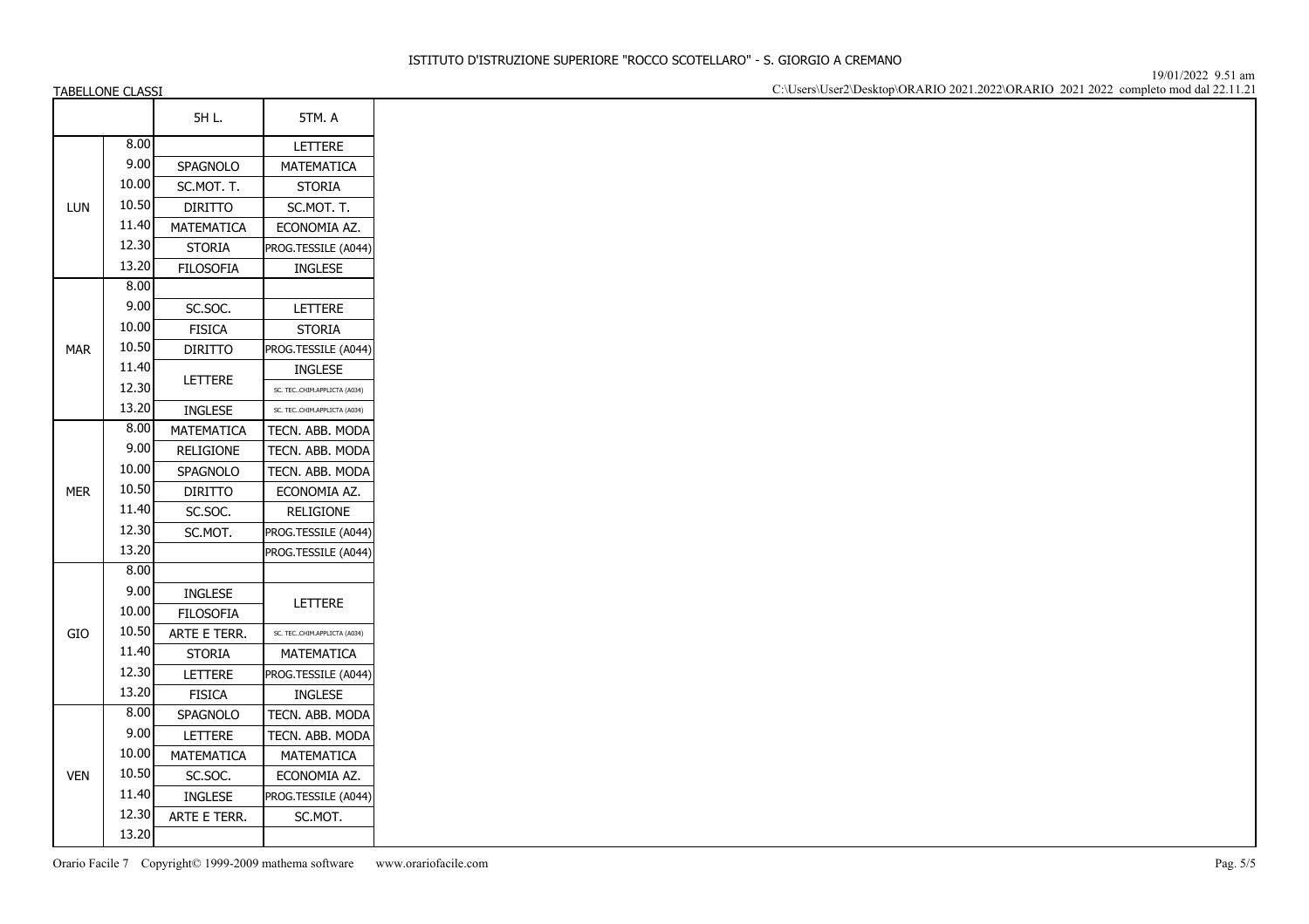# ISTITUTO D'ISTRUZIONE SUPERIORE "ROCCO SCOTELLARO" - S. GIORGIO A CREMANO

19/01/2022 9.51 am
C:\Users\User2\Desktop\ORARIO 2021.2022\ORARIO 2021 2022 completo mod dal 22.11.21

TABELLONE CLASSI

| | | 5H L. | 5TM. A |
|---|---|---|---|
| LUN | 8.00 | | LETTERE |
| | 9.00 | SPAGNOLO | MATEMATICA |
| | 10.00 | SC.MOT. T. | STORIA |
| | 10.50 | DIRITTO | SC.MOT. T. |
| | 11.40 | MATEMATICA | ECONOMIA AZ. |
| | 12.30 | STORIA | PROG.TESSILE (A044) |
| | 13.20 | FILOSOFIA | INGLESE |
| MAR | 8.00 | | |
| | 9.00 | SC.SOC. | LETTERE |
| | 10.00 | FISICA | STORIA |
| | 10.50 | DIRITTO | PROG.TESSILE (A044) |
| | 11.40 | LETTERE | INGLESE |
| | 12.30 | LETTERE | SC. TEC..CHIM.APPLICTA (A034) |
| | 13.20 | INGLESE | SC. TEC..CHIM.APPLICTA (A034) |
| MER | 8.00 | MATEMATICA | TECN. ABB. MODA |
| | 9.00 | RELIGIONE | TECN. ABB. MODA |
| | 10.00 | SPAGNOLO | TECN. ABB. MODA |
| | 10.50 | DIRITTO | ECONOMIA AZ. |
| | 11.40 | SC.SOC. | RELIGIONE |
| | 12.30 | SC.MOT. | PROG.TESSILE (A044) |
| | 13.20 | | PROG.TESSILE (A044) |
| GIO | 8.00 | | |
| | 9.00 | INGLESE | LETTERE |
| | 10.00 | FILOSOFIA | LETTERE |
| | 10.50 | ARTE E TERR. | SC. TEC..CHIM.APPLICTA (A034) |
| | 11.40 | STORIA | MATEMATICA |
| | 12.30 | LETTERE | PROG.TESSILE (A044) |
| | 13.20 | FISICA | INGLESE |
| VEN | 8.00 | SPAGNOLO | TECN. ABB. MODA |
| | 9.00 | LETTERE | TECN. ABB. MODA |
| | 10.00 | MATEMATICA | MATEMATICA |
| | 10.50 | SC.SOC. | ECONOMIA AZ. |
| | 11.40 | INGLESE | PROG.TESSILE (A044) |
| | 12.30 | ARTE E TERR. | SC.MOT. |
| | 13.20 | | |

Orario Facile 7 Copyright© 1999-2009 mathema software www.orariofacile.com